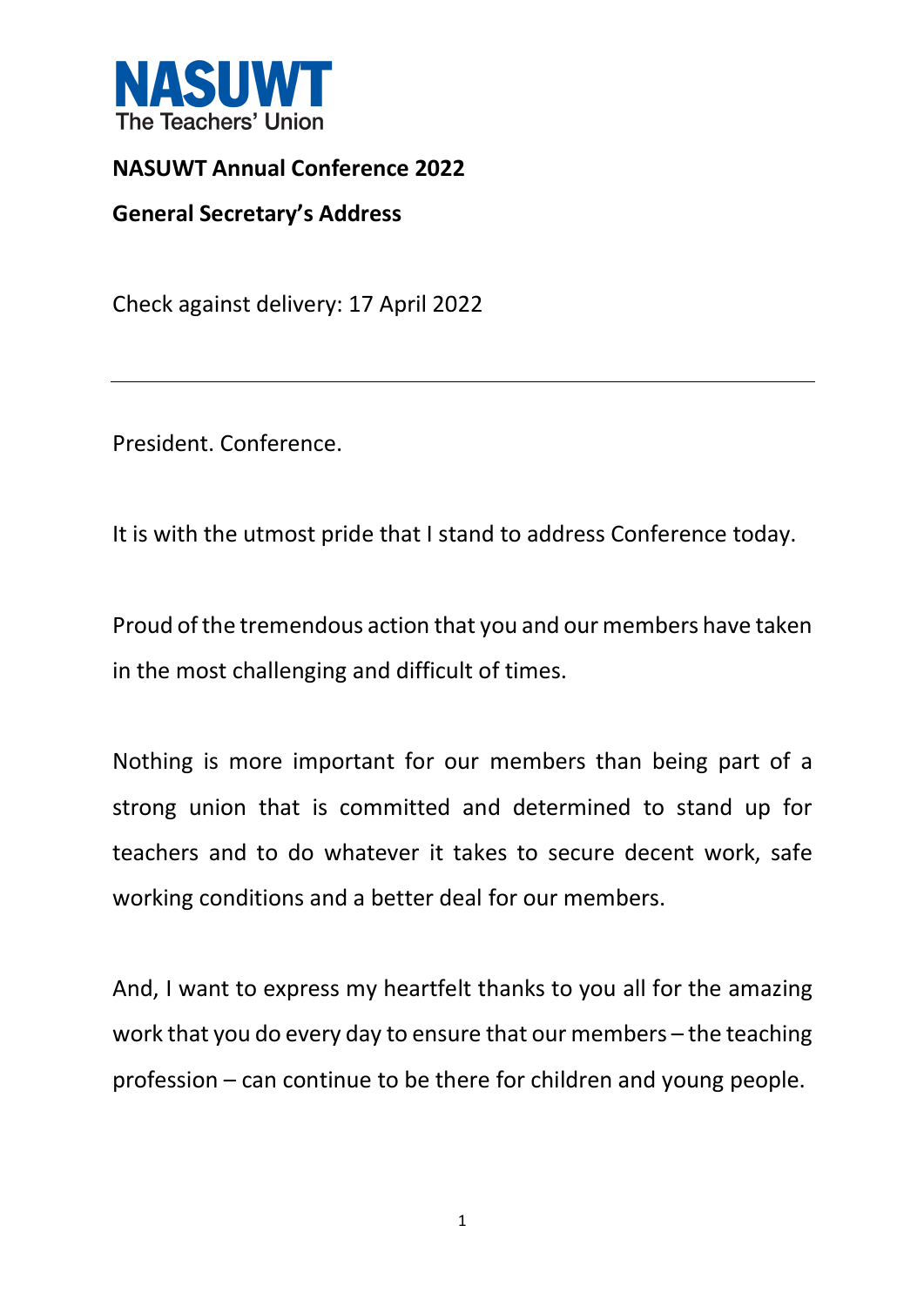**NASUWT**
The Teachers' Union

# NASUWT Annual Conference 2022

## General Secretary's Address

Check against delivery: 17 April 2022

---

President. Conference.

It is with the utmost pride that I stand to address Conference today.

Proud of the tremendous action that you and our members have taken in the most challenging and difficult of times.

Nothing is more important for our members than being part of a strong union that is committed and determined to stand up for teachers and to do whatever it takes to secure decent work, safe working conditions and a better deal for our members.

And, I want to express my heartfelt thanks to you all for the amazing work that you do every day to ensure that our members – the teaching profession – can continue to be there for children and young people.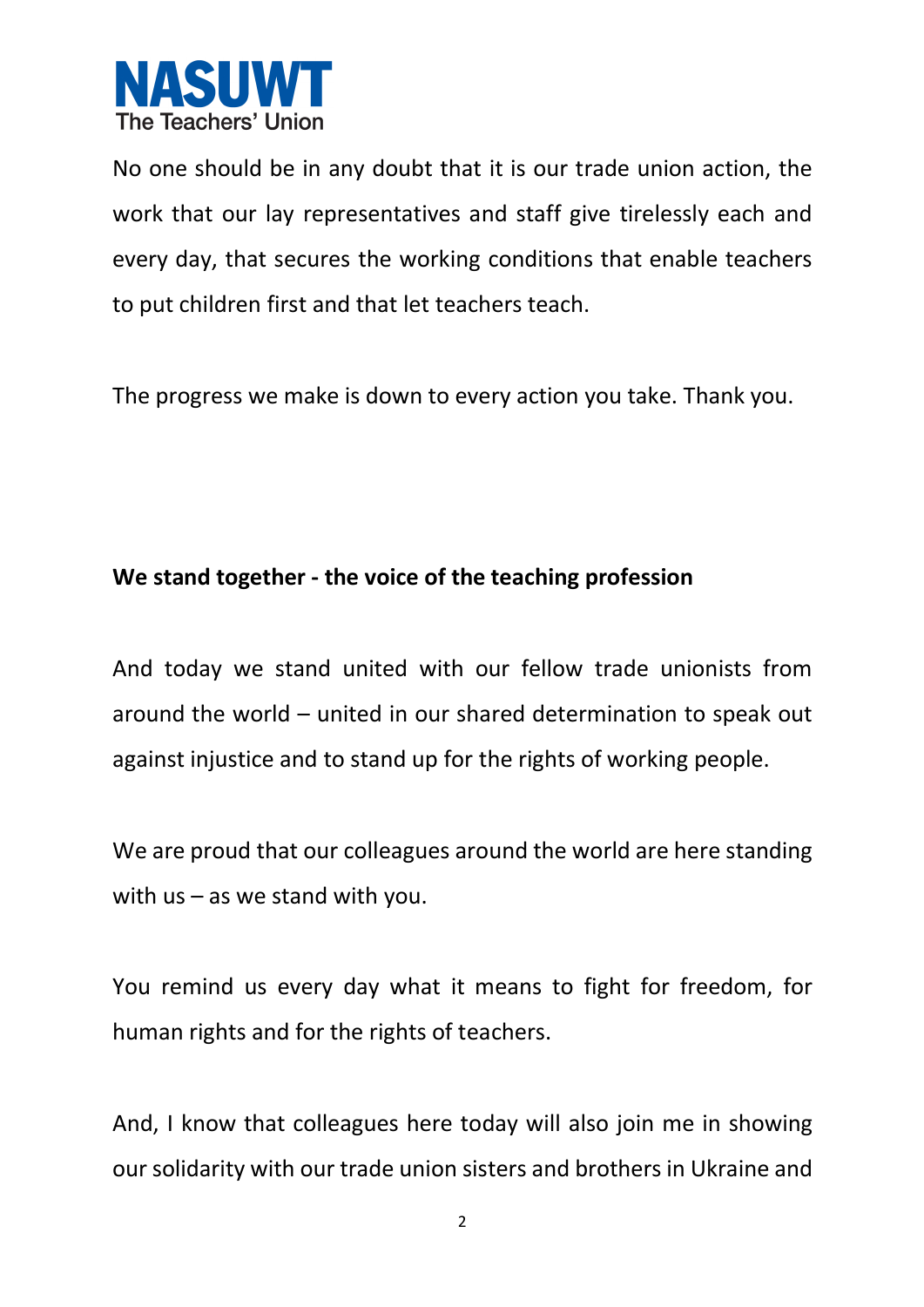No one should be in any doubt that it is our trade union action, the work that our lay representatives and staff give tirelessly each and every day, that secures the working conditions that enable teachers to put children first and that let teachers teach.

The progress we make is down to every action you take. Thank you.

**We stand together - the voice of the teaching profession**

And today we stand united with our fellow trade unionists from around the world – united in our shared determination to speak out against injustice and to stand up for the rights of working people.

We are proud that our colleagues around the world are here standing with us – as we stand with you.

You remind us every day what it means to fight for freedom, for human rights and for the rights of teachers.

And, I know that colleagues here today will also join me in showing our solidarity with our trade union sisters and brothers in Ukraine and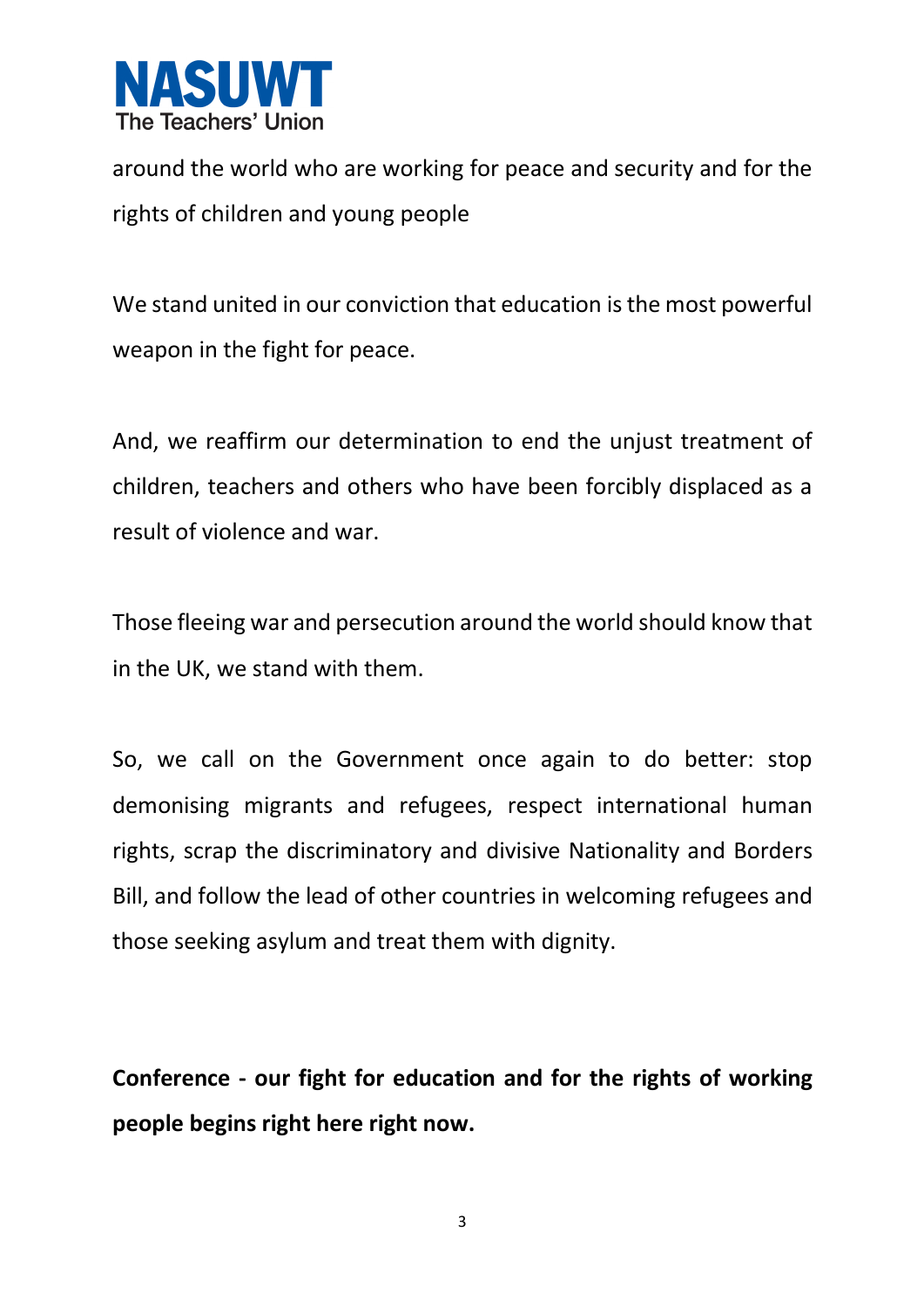around the world who are working for peace and security and for the rights of children and young people

We stand united in our conviction that education is the most powerful weapon in the fight for peace.

And, we reaffirm our determination to end the unjust treatment of children, teachers and others who have been forcibly displaced as a result of violence and war.

Those fleeing war and persecution around the world should know that in the UK, we stand with them.

So, we call on the Government once again to do better: stop demonising migrants and refugees, respect international human rights, scrap the discriminatory and divisive Nationality and Borders Bill, and follow the lead of other countries in welcoming refugees and those seeking asylum and treat them with dignity.

**Conference - our fight for education and for the rights of working people begins right here right now.**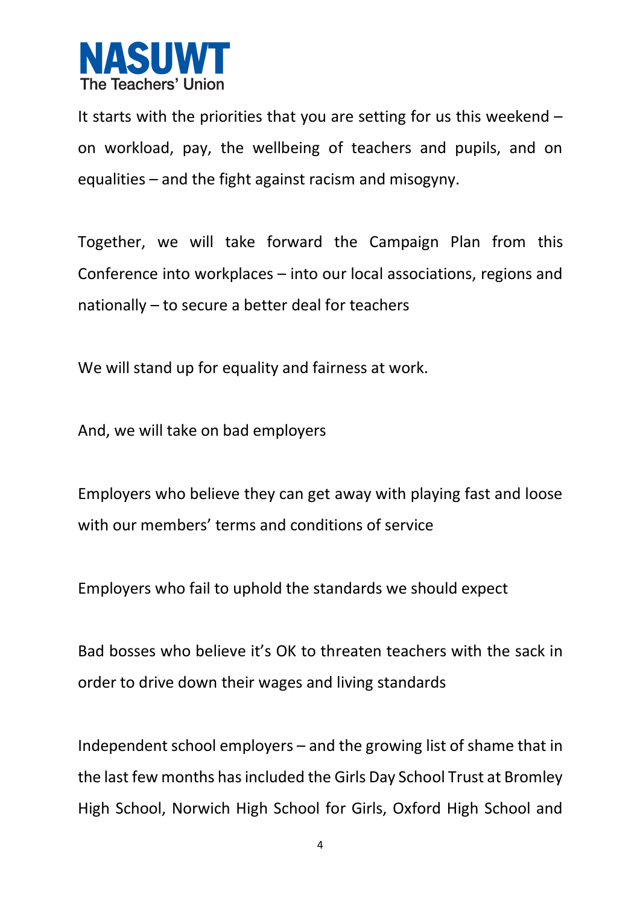It starts with the priorities that you are setting for us this weekend – on workload, pay, the wellbeing of teachers and pupils, and on equalities – and the fight against racism and misogyny.

Together, we will take forward the Campaign Plan from this Conference into workplaces – into our local associations, regions and nationally – to secure a better deal for teachers

We will stand up for equality and fairness at work.

And, we will take on bad employers

Employers who believe they can get away with playing fast and loose with our members' terms and conditions of service

Employers who fail to uphold the standards we should expect

Bad bosses who believe it's OK to threaten teachers with the sack in order to drive down their wages and living standards

Independent school employers – and the growing list of shame that in the last few months has included the Girls Day School Trust at Bromley High School, Norwich High School for Girls, Oxford High School and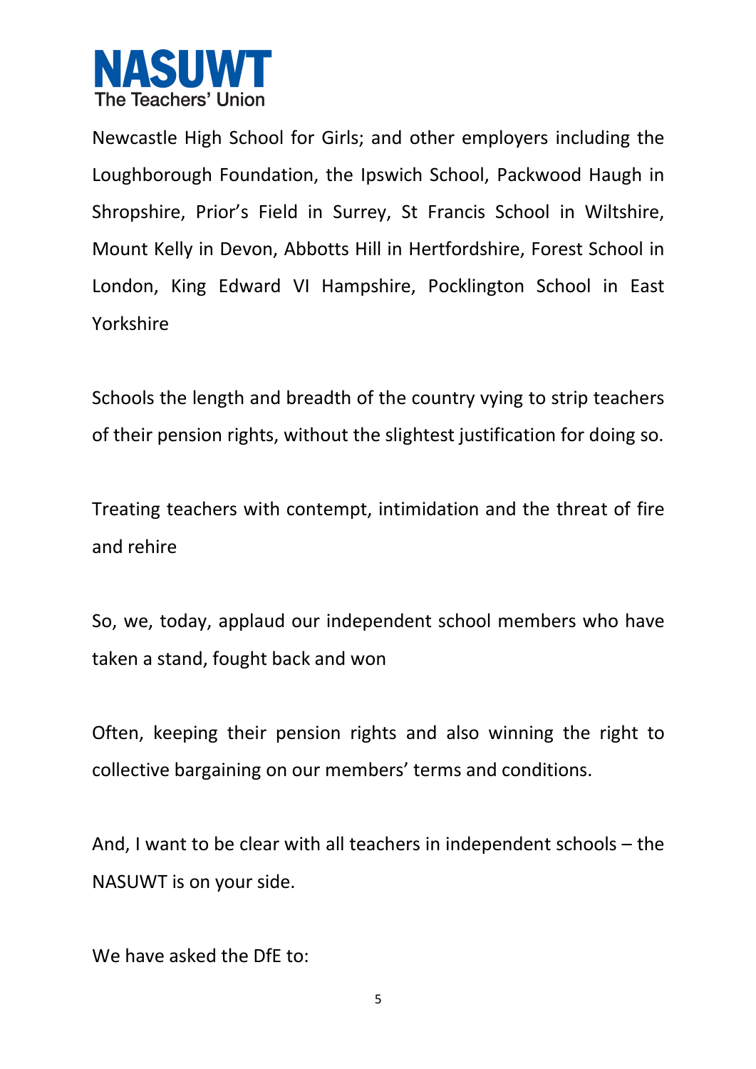Newcastle High School for Girls; and other employers including the Loughborough Foundation, the Ipswich School, Packwood Haugh in Shropshire, Prior's Field in Surrey, St Francis School in Wiltshire, Mount Kelly in Devon, Abbotts Hill in Hertfordshire, Forest School in London, King Edward VI Hampshire, Pocklington School in East Yorkshire

Schools the length and breadth of the country vying to strip teachers of their pension rights, without the slightest justification for doing so.

Treating teachers with contempt, intimidation and the threat of fire and rehire

So, we, today, applaud our independent school members who have taken a stand, fought back and won

Often, keeping their pension rights and also winning the right to collective bargaining on our members' terms and conditions.

And, I want to be clear with all teachers in independent schools – the NASUWT is on your side.

We have asked the DfE to: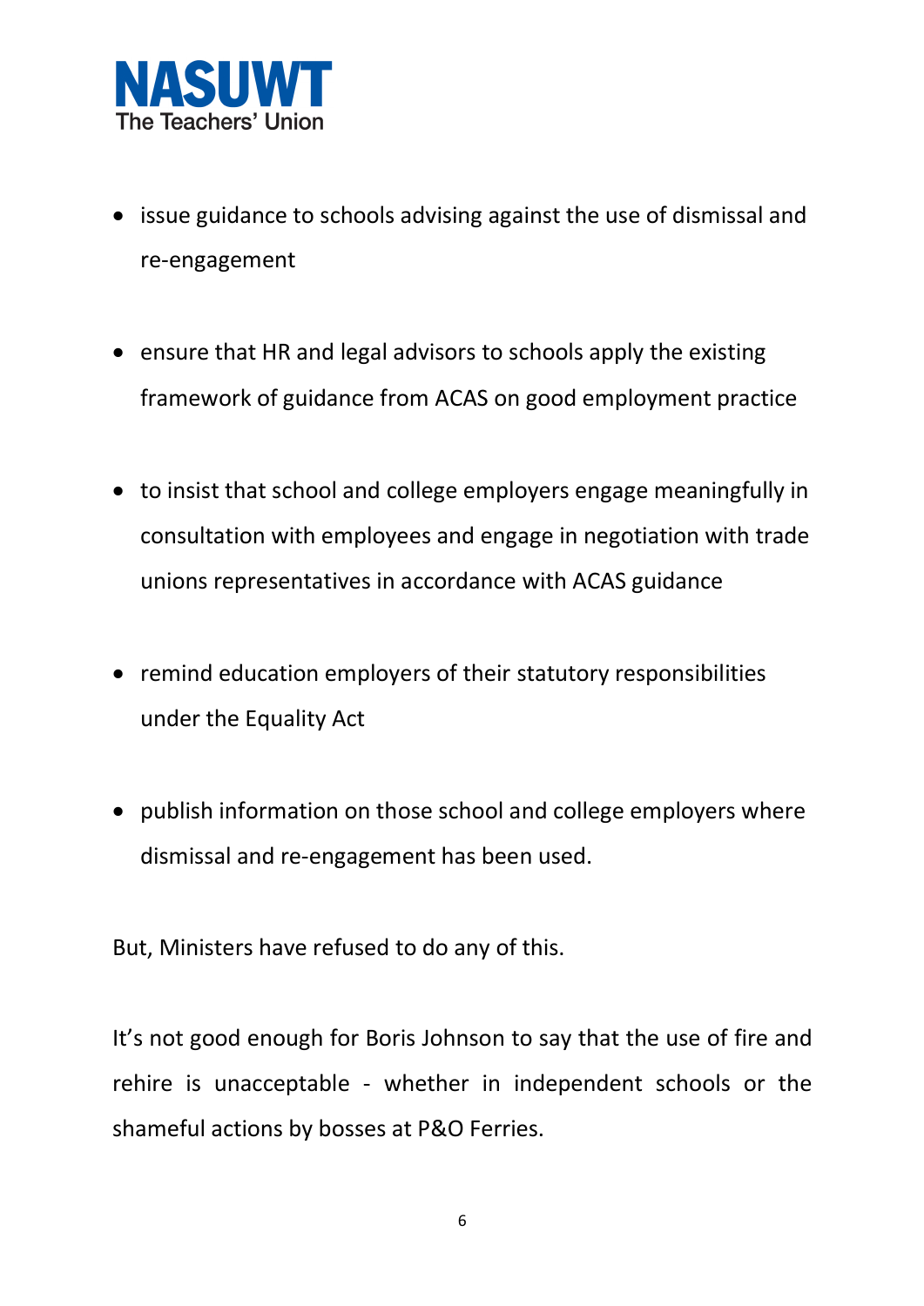- issue guidance to schools advising against the use of dismissal and re-engagement
- ensure that HR and legal advisors to schools apply the existing framework of guidance from ACAS on good employment practice
- to insist that school and college employers engage meaningfully in consultation with employees and engage in negotiation with trade unions representatives in accordance with ACAS guidance
- remind education employers of their statutory responsibilities under the Equality Act
- publish information on those school and college employers where dismissal and re-engagement has been used.

But, Ministers have refused to do any of this.

It's not good enough for Boris Johnson to say that the use of fire and rehire is unacceptable - whether in independent schools or the shameful actions by bosses at P&O Ferries.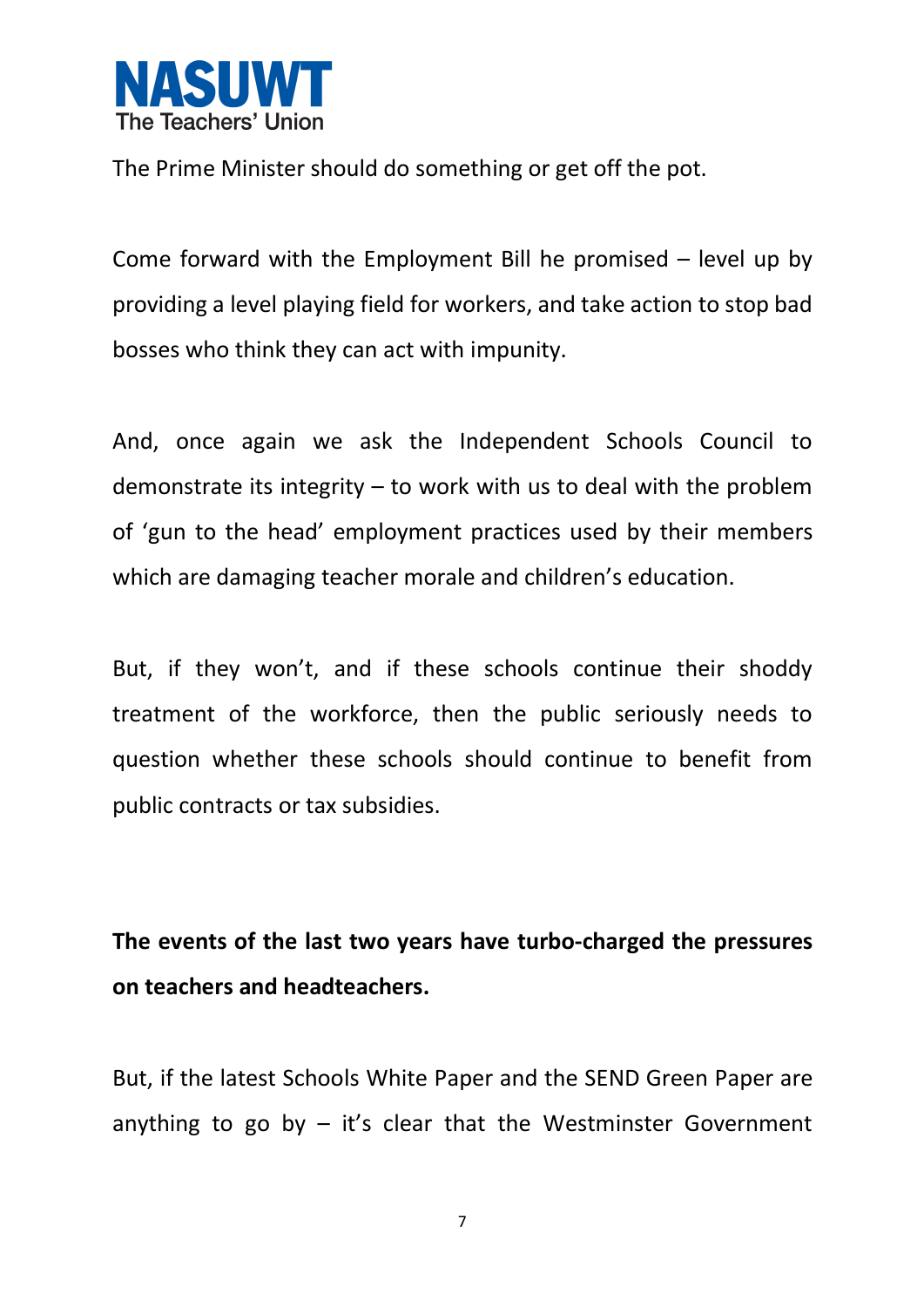The Prime Minister should do something or get off the pot.

Come forward with the Employment Bill he promised – level up by providing a level playing field for workers, and take action to stop bad bosses who think they can act with impunity.

And, once again we ask the Independent Schools Council to demonstrate its integrity – to work with us to deal with the problem of 'gun to the head' employment practices used by their members which are damaging teacher morale and children's education.

But, if they won't, and if these schools continue their shoddy treatment of the workforce, then the public seriously needs to question whether these schools should continue to benefit from public contracts or tax subsidies.

**The events of the last two years have turbo-charged the pressures on teachers and headteachers.**

But, if the latest Schools White Paper and the SEND Green Paper are anything to go by – it's clear that the Westminster Government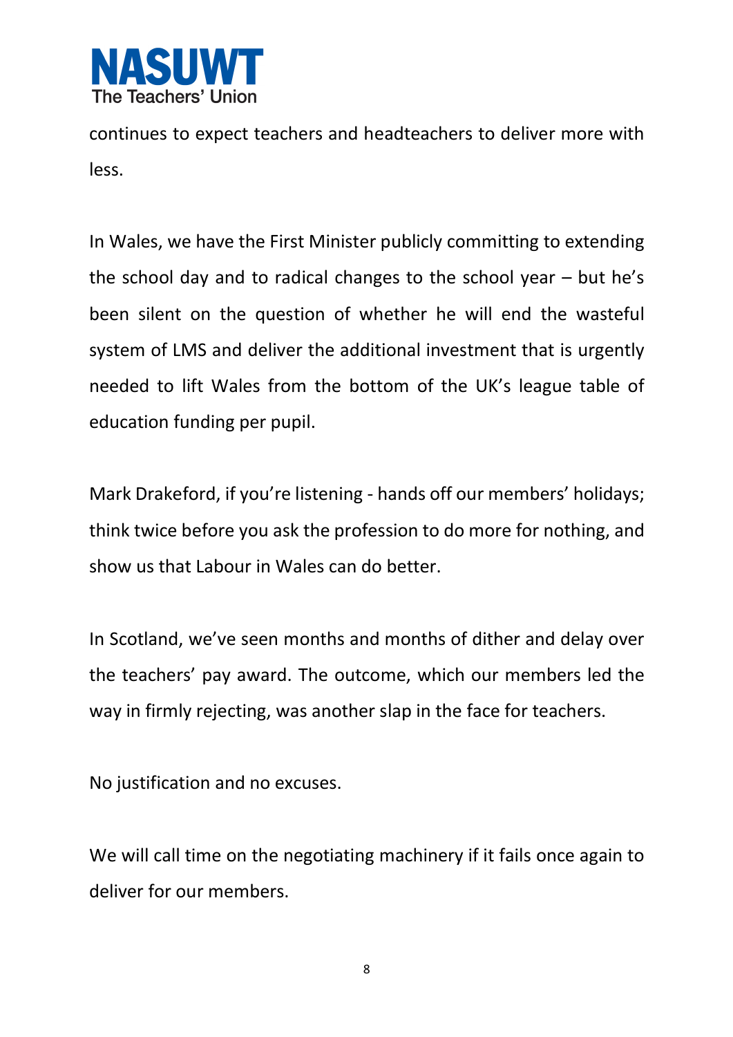continues to expect teachers and headteachers to deliver more with less.

In Wales, we have the First Minister publicly committing to extending the school day and to radical changes to the school year – but he's been silent on the question of whether he will end the wasteful system of LMS and deliver the additional investment that is urgently needed to lift Wales from the bottom of the UK's league table of education funding per pupil.

Mark Drakeford, if you're listening - hands off our members' holidays; think twice before you ask the profession to do more for nothing, and show us that Labour in Wales can do better.

In Scotland, we've seen months and months of dither and delay over the teachers' pay award. The outcome, which our members led the way in firmly rejecting, was another slap in the face for teachers.

No justification and no excuses.

We will call time on the negotiating machinery if it fails once again to deliver for our members.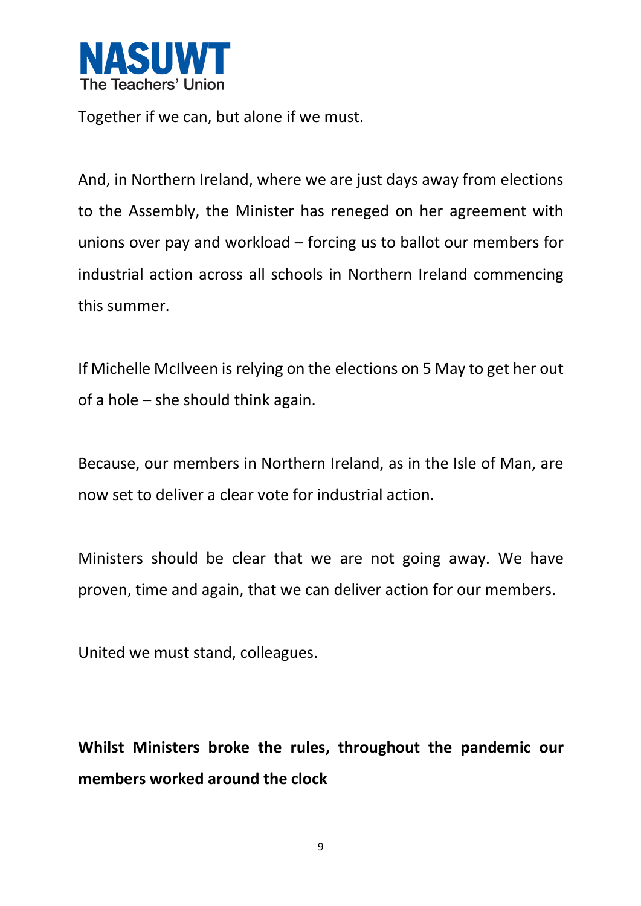Together if we can, but alone if we must.

And, in Northern Ireland, where we are just days away from elections to the Assembly, the Minister has reneged on her agreement with unions over pay and workload – forcing us to ballot our members for industrial action across all schools in Northern Ireland commencing this summer.

If Michelle McIlveen is relying on the elections on 5 May to get her out of a hole – she should think again.

Because, our members in Northern Ireland, as in the Isle of Man, are now set to deliver a clear vote for industrial action.

Ministers should be clear that we are not going away. We have proven, time and again, that we can deliver action for our members.

United we must stand, colleagues.

**Whilst Ministers broke the rules, throughout the pandemic our members worked around the clock**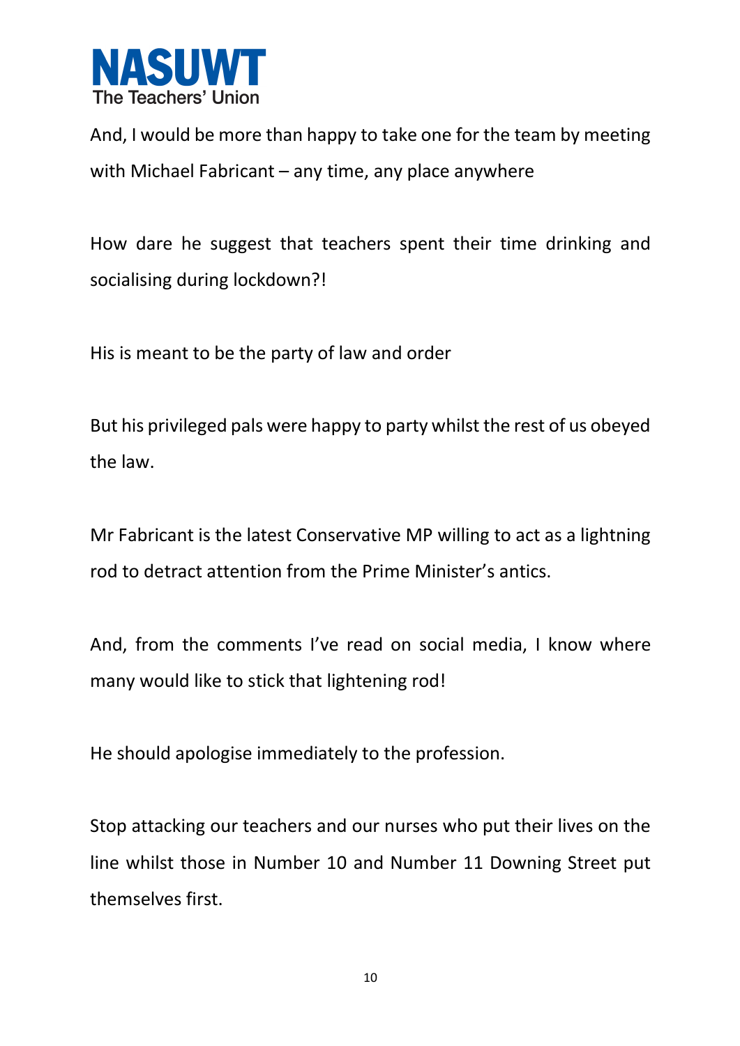And, I would be more than happy to take one for the team by meeting with Michael Fabricant – any time, any place anywhere

How dare he suggest that teachers spent their time drinking and socialising during lockdown?!

His is meant to be the party of law and order

But his privileged pals were happy to party whilst the rest of us obeyed the law.

Mr Fabricant is the latest Conservative MP willing to act as a lightning rod to detract attention from the Prime Minister's antics.

And, from the comments I've read on social media, I know where many would like to stick that lightening rod!

He should apologise immediately to the profession.

Stop attacking our teachers and our nurses who put their lives on the line whilst those in Number 10 and Number 11 Downing Street put themselves first.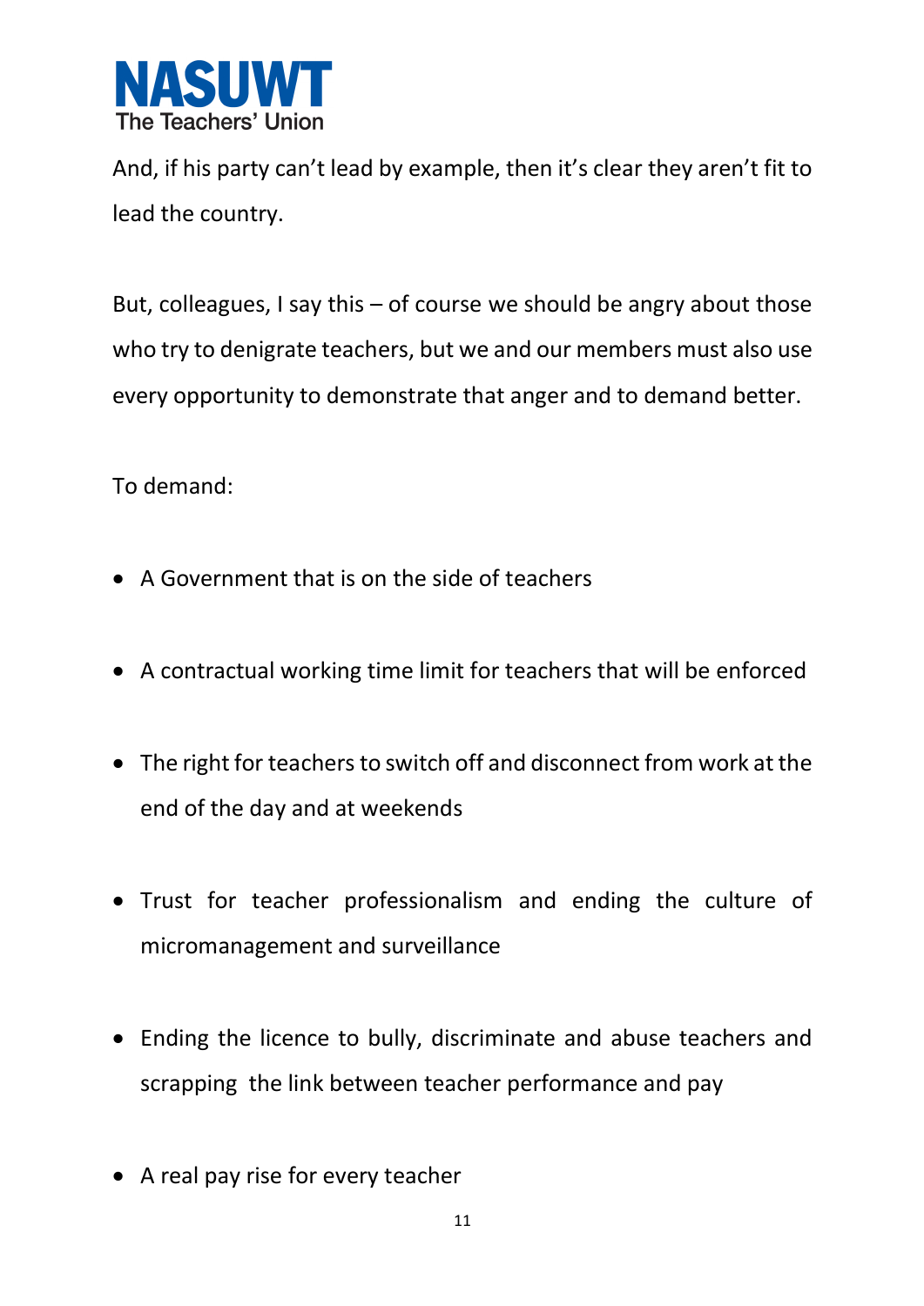And, if his party can't lead by example, then it's clear they aren't fit to lead the country.

But, colleagues, I say this – of course we should be angry about those who try to denigrate teachers, but we and our members must also use every opportunity to demonstrate that anger and to demand better.

To demand:

- A Government that is on the side of teachers
- A contractual working time limit for teachers that will be enforced
- The right for teachers to switch off and disconnect from work at the end of the day and at weekends
- Trust for teacher professionalism and ending the culture of micromanagement and surveillance
- Ending the licence to bully, discriminate and abuse teachers and scrapping the link between teacher performance and pay
- A real pay rise for every teacher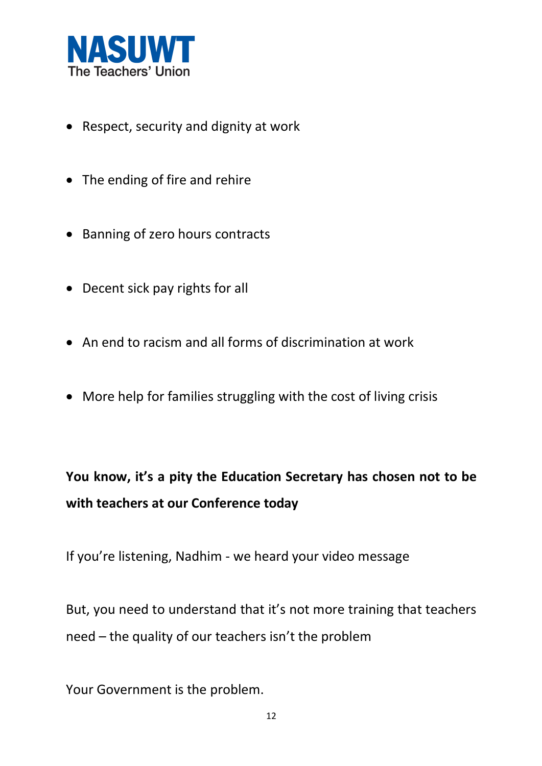- Respect, security and dignity at work
- The ending of fire and rehire
- Banning of zero hours contracts
- Decent sick pay rights for all
- An end to racism and all forms of discrimination at work
- More help for families struggling with the cost of living crisis

**You know, it's a pity the Education Secretary has chosen not to be with teachers at our Conference today**

If you're listening, Nadhim - we heard your video message

But, you need to understand that it's not more training that teachers need – the quality of our teachers isn't the problem

Your Government is the problem.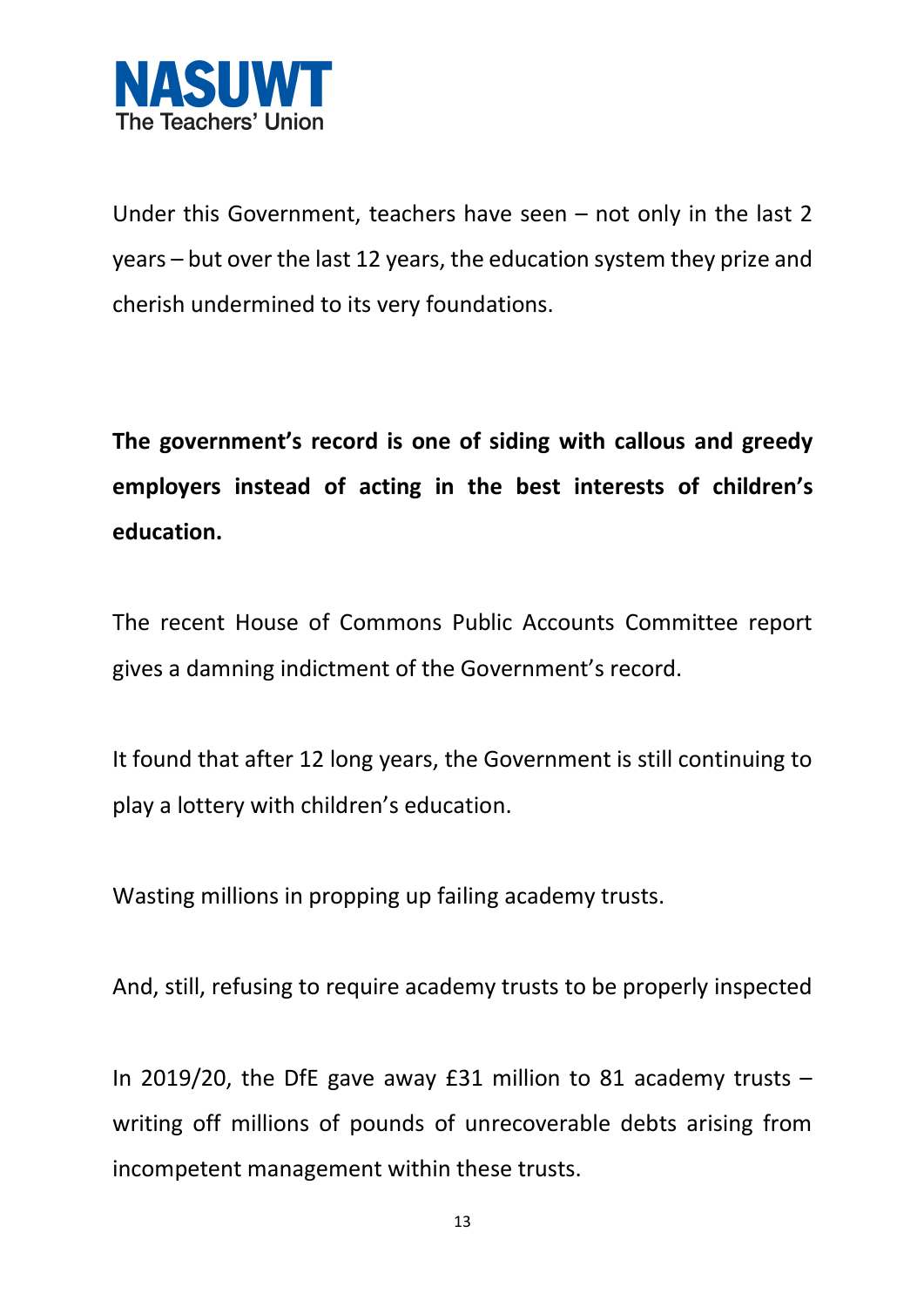Under this Government, teachers have seen – not only in the last 2 years – but over the last 12 years, the education system they prize and cherish undermined to its very foundations.

**The government's record is one of siding with callous and greedy employers instead of acting in the best interests of children's education.**

The recent House of Commons Public Accounts Committee report gives a damning indictment of the Government's record.

It found that after 12 long years, the Government is still continuing to play a lottery with children's education.

Wasting millions in propping up failing academy trusts.

And, still, refusing to require academy trusts to be properly inspected

In 2019/20, the DfE gave away £31 million to 81 academy trusts – writing off millions of pounds of unrecoverable debts arising from incompetent management within these trusts.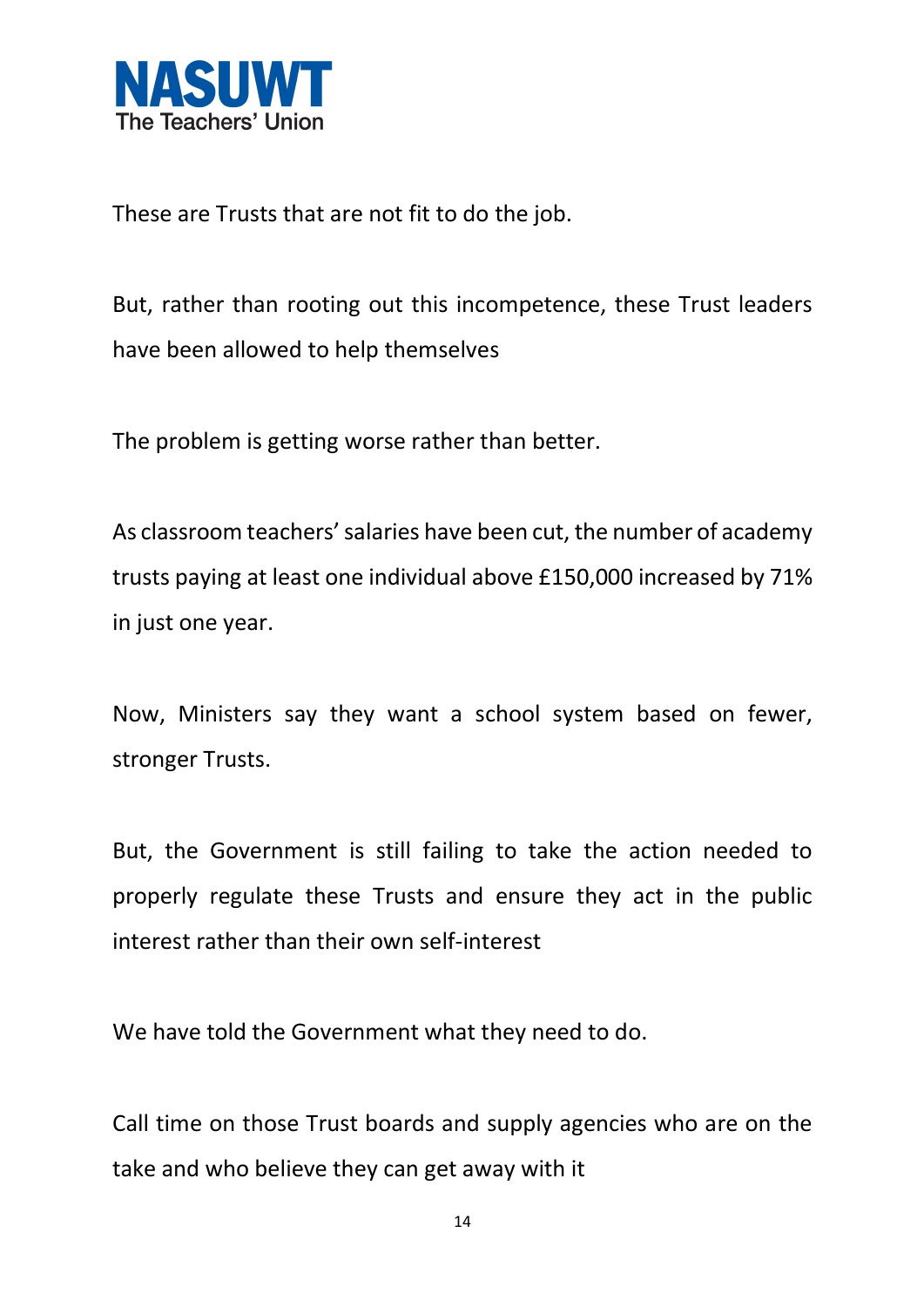These are Trusts that are not fit to do the job.

But, rather than rooting out this incompetence, these Trust leaders have been allowed to help themselves

The problem is getting worse rather than better.

As classroom teachers' salaries have been cut, the number of academy trusts paying at least one individual above £150,000 increased by 71% in just one year.

Now, Ministers say they want a school system based on fewer, stronger Trusts.

But, the Government is still failing to take the action needed to properly regulate these Trusts and ensure they act in the public interest rather than their own self-interest

We have told the Government what they need to do.

Call time on those Trust boards and supply agencies who are on the take and who believe they can get away with it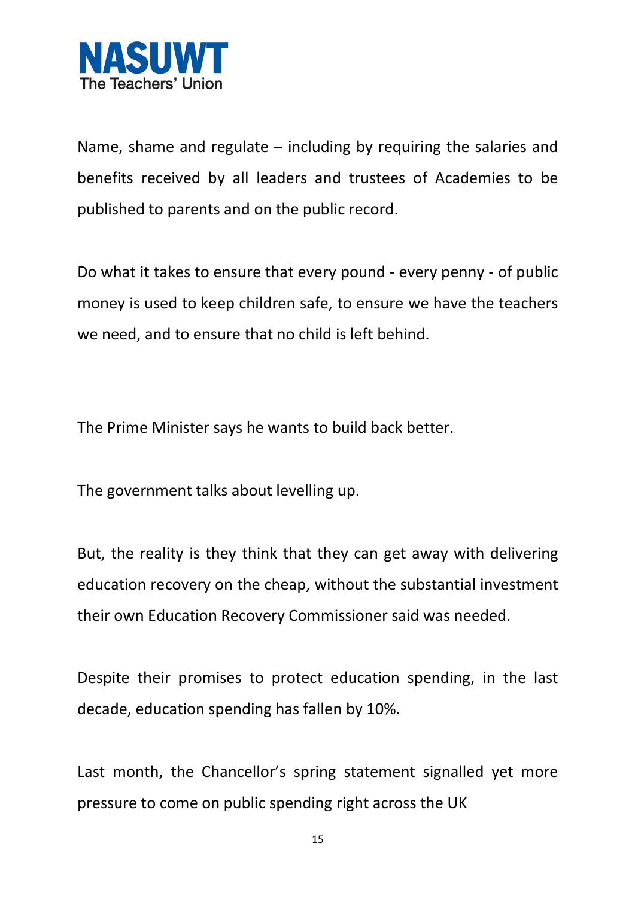Name, shame and regulate – including by requiring the salaries and benefits received by all leaders and trustees of Academies to be published to parents and on the public record.

Do what it takes to ensure that every pound - every penny - of public money is used to keep children safe, to ensure we have the teachers we need, and to ensure that no child is left behind.

The Prime Minister says he wants to build back better.

The government talks about levelling up.

But, the reality is they think that they can get away with delivering education recovery on the cheap, without the substantial investment their own Education Recovery Commissioner said was needed.

Despite their promises to protect education spending, in the last decade, education spending has fallen by 10%.

Last month, the Chancellor's spring statement signalled yet more pressure to come on public spending right across the UK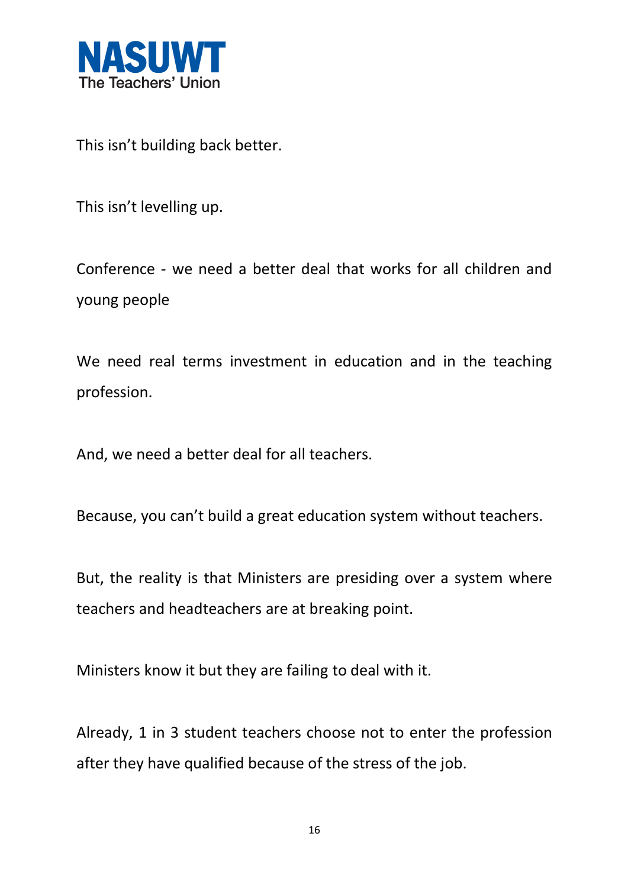This isn't building back better.

This isn't levelling up.

Conference - we need a better deal that works for all children and young people

We need real terms investment in education and in the teaching profession.

And, we need a better deal for all teachers.

Because, you can't build a great education system without teachers.

But, the reality is that Ministers are presiding over a system where teachers and headteachers are at breaking point.

Ministers know it but they are failing to deal with it.

Already, 1 in 3 student teachers choose not to enter the profession after they have qualified because of the stress of the job.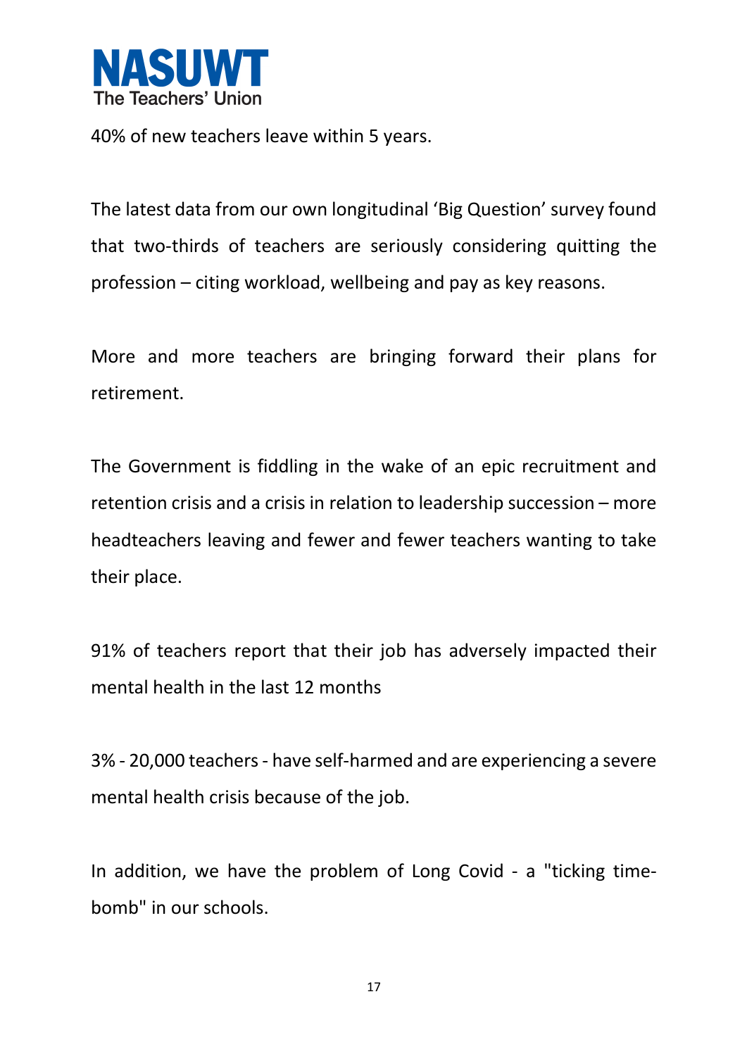40% of new teachers leave within 5 years.

The latest data from our own longitudinal 'Big Question' survey found that two-thirds of teachers are seriously considering quitting the profession – citing workload, wellbeing and pay as key reasons.

More and more teachers are bringing forward their plans for retirement.

The Government is fiddling in the wake of an epic recruitment and retention crisis and a crisis in relation to leadership succession – more headteachers leaving and fewer and fewer teachers wanting to take their place.

91% of teachers report that their job has adversely impacted their mental health in the last 12 months

3% - 20,000 teachers - have self-harmed and are experiencing a severe mental health crisis because of the job.

In addition, we have the problem of Long Covid - a "ticking time-bomb" in our schools.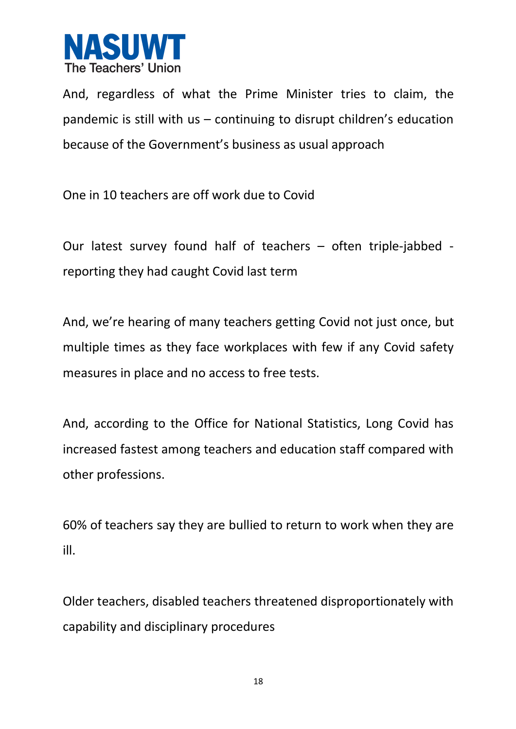And, regardless of what the Prime Minister tries to claim, the pandemic is still with us – continuing to disrupt children's education because of the Government's business as usual approach

One in 10 teachers are off work due to Covid

Our latest survey found half of teachers – often triple-jabbed - reporting they had caught Covid last term

And, we're hearing of many teachers getting Covid not just once, but multiple times as they face workplaces with few if any Covid safety measures in place and no access to free tests.

And, according to the Office for National Statistics, Long Covid has increased fastest among teachers and education staff compared with other professions.

60% of teachers say they are bullied to return to work when they are ill.

Older teachers, disabled teachers threatened disproportionately with capability and disciplinary procedures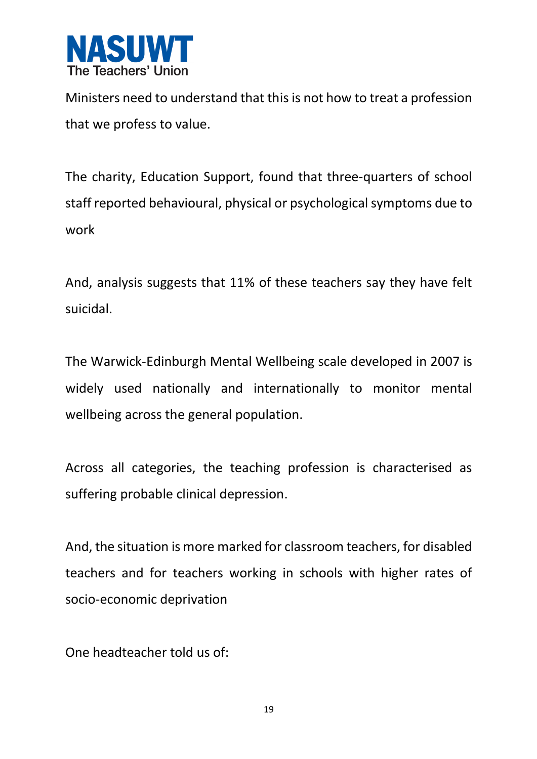Ministers need to understand that this is not how to treat a profession that we profess to value.

The charity, Education Support, found that three-quarters of school staff reported behavioural, physical or psychological symptoms due to work

And, analysis suggests that 11% of these teachers say they have felt suicidal.

The Warwick-Edinburgh Mental Wellbeing scale developed in 2007 is widely used nationally and internationally to monitor mental wellbeing across the general population.

Across all categories, the teaching profession is characterised as suffering probable clinical depression.

And, the situation is more marked for classroom teachers, for disabled teachers and for teachers working in schools with higher rates of socio-economic deprivation

One headteacher told us of: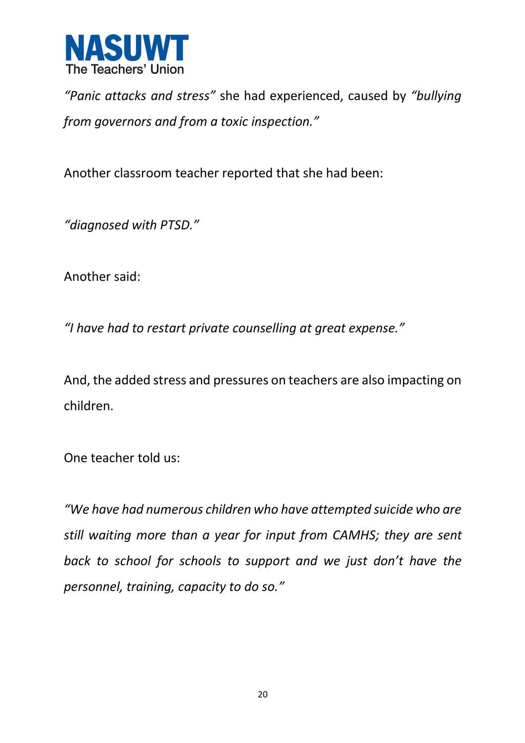*"Panic attacks and stress"* she had experienced, caused by *"bullying from governors and from a toxic inspection."*

Another classroom teacher reported that she had been:

*"diagnosed with PTSD."*

Another said:

*"I have had to restart private counselling at great expense."*

And, the added stress and pressures on teachers are also impacting on children.

One teacher told us:

*"We have had numerous children who have attempted suicide who are still waiting more than a year for input from CAMHS; they are sent back to school for schools to support and we just don't have the personnel, training, capacity to do so."*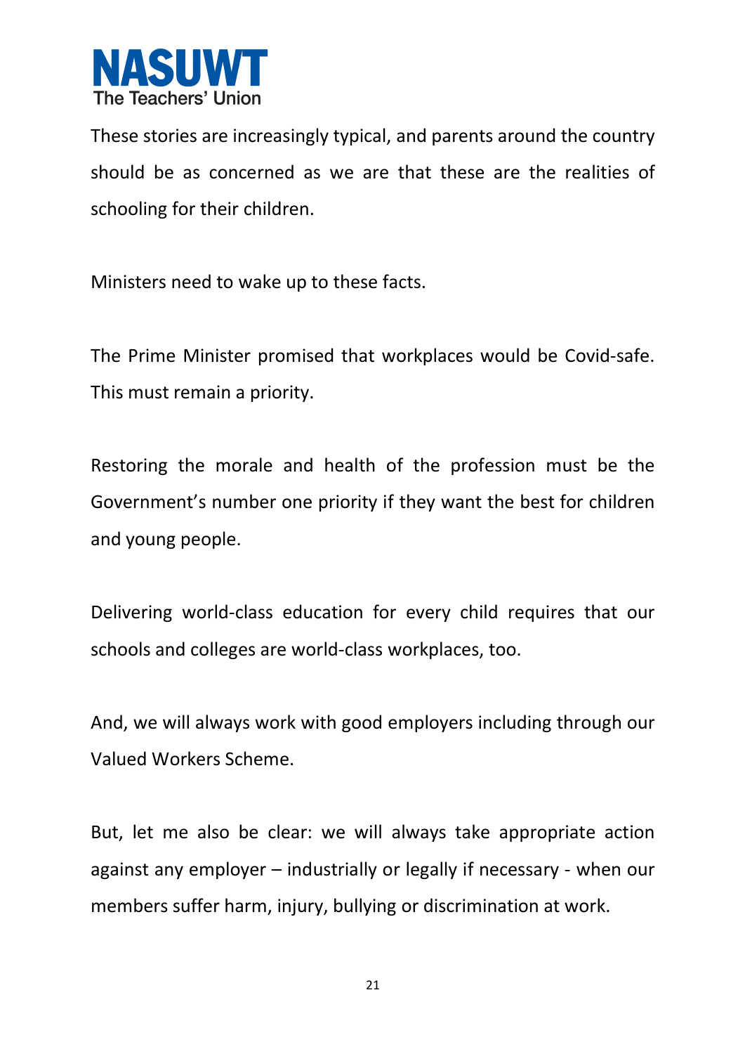These stories are increasingly typical, and parents around the country should be as concerned as we are that these are the realities of schooling for their children.

Ministers need to wake up to these facts.

The Prime Minister promised that workplaces would be Covid-safe. This must remain a priority.

Restoring the morale and health of the profession must be the Government's number one priority if they want the best for children and young people.

Delivering world-class education for every child requires that our schools and colleges are world-class workplaces, too.

And, we will always work with good employers including through our Valued Workers Scheme.

But, let me also be clear: we will always take appropriate action against any employer – industrially or legally if necessary - when our members suffer harm, injury, bullying or discrimination at work.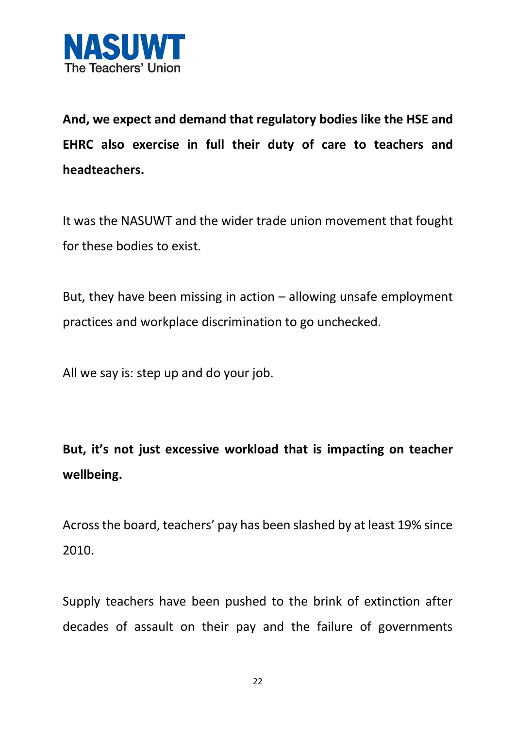**And, we expect and demand that regulatory bodies like the HSE and EHRC also exercise in full their duty of care to teachers and headteachers.**

It was the NASUWT and the wider trade union movement that fought for these bodies to exist.

But, they have been missing in action – allowing unsafe employment practices and workplace discrimination to go unchecked.

All we say is: step up and do your job.

**But, it's not just excessive workload that is impacting on teacher wellbeing.**

Across the board, teachers' pay has been slashed by at least 19% since 2010.

Supply teachers have been pushed to the brink of extinction after decades of assault on their pay and the failure of governments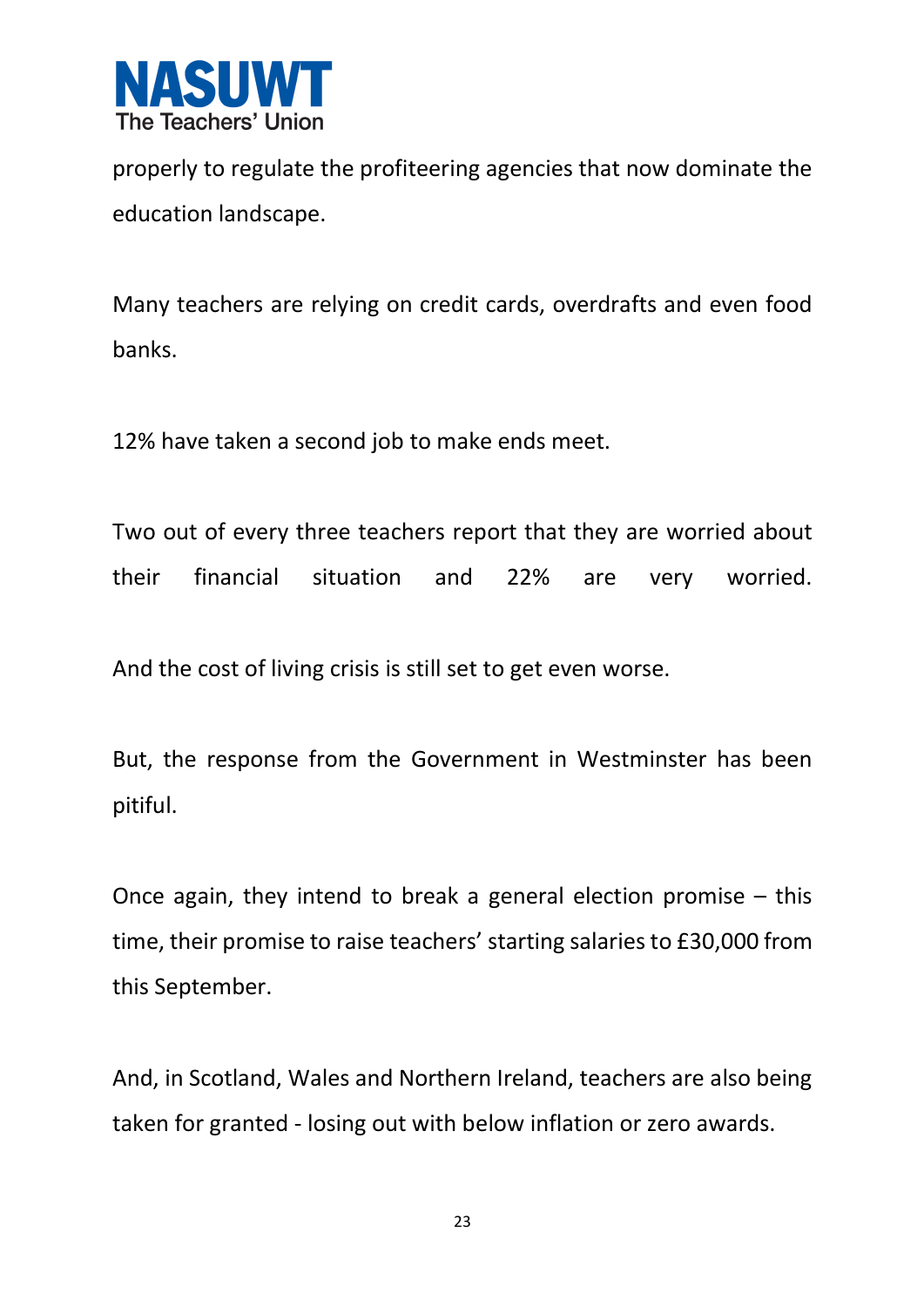properly to regulate the profiteering agencies that now dominate the education landscape.

Many teachers are relying on credit cards, overdrafts and even food banks.

12% have taken a second job to make ends meet.

Two out of every three teachers report that they are worried about their financial situation and 22% are very worried.

And the cost of living crisis is still set to get even worse.

But, the response from the Government in Westminster has been pitiful.

Once again, they intend to break a general election promise – this time, their promise to raise teachers' starting salaries to £30,000 from this September.

And, in Scotland, Wales and Northern Ireland, teachers are also being taken for granted - losing out with below inflation or zero awards.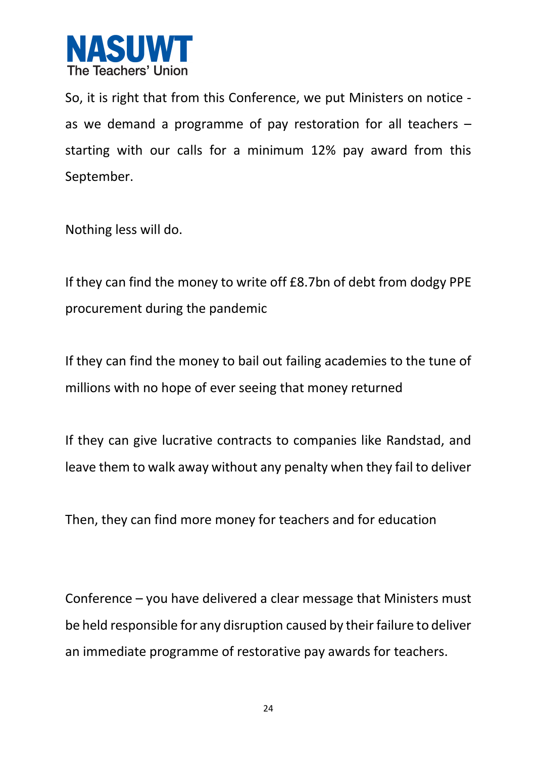So, it is right that from this Conference, we put Ministers on notice - as we demand a programme of pay restoration for all teachers – starting with our calls for a minimum 12% pay award from this September.

Nothing less will do.

If they can find the money to write off £8.7bn of debt from dodgy PPE procurement during the pandemic

If they can find the money to bail out failing academies to the tune of millions with no hope of ever seeing that money returned

If they can give lucrative contracts to companies like Randstad, and leave them to walk away without any penalty when they fail to deliver

Then, they can find more money for teachers and for education

Conference – you have delivered a clear message that Ministers must be held responsible for any disruption caused by their failure to deliver an immediate programme of restorative pay awards for teachers.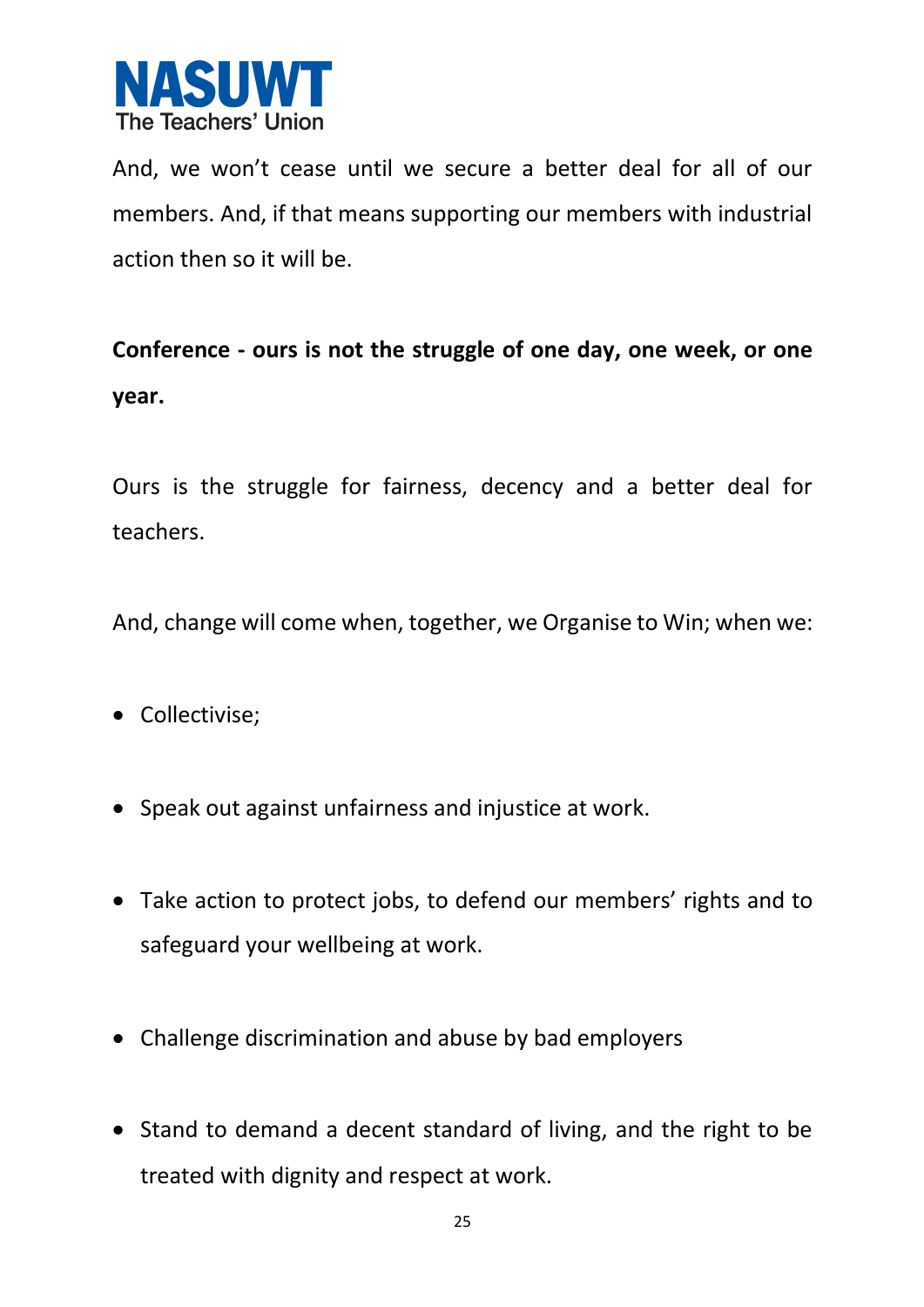And, we won't cease until we secure a better deal for all of our members. And, if that means supporting our members with industrial action then so it will be.

**Conference - ours is not the struggle of one day, one week, or one year.**

Ours is the struggle for fairness, decency and a better deal for teachers.

And, change will come when, together, we Organise to Win; when we:

- Collectivise;
- Speak out against unfairness and injustice at work.
- Take action to protect jobs, to defend our members' rights and to safeguard your wellbeing at work.
- Challenge discrimination and abuse by bad employers
- Stand to demand a decent standard of living, and the right to be treated with dignity and respect at work.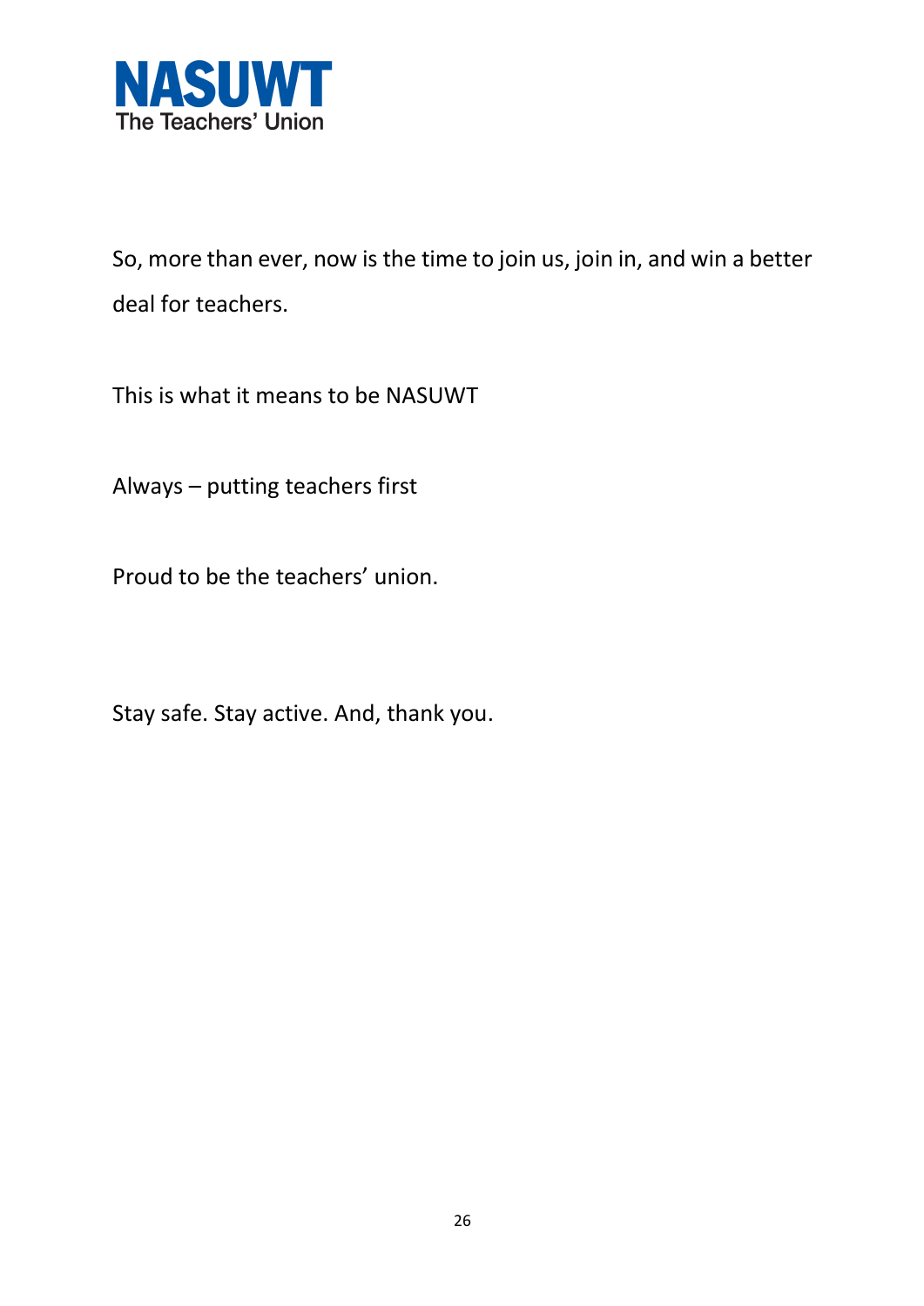So, more than ever, now is the time to join us, join in, and win a better deal for teachers.

This is what it means to be NASUWT

Always – putting teachers first

Proud to be the teachers' union.

Stay safe. Stay active. And, thank you.